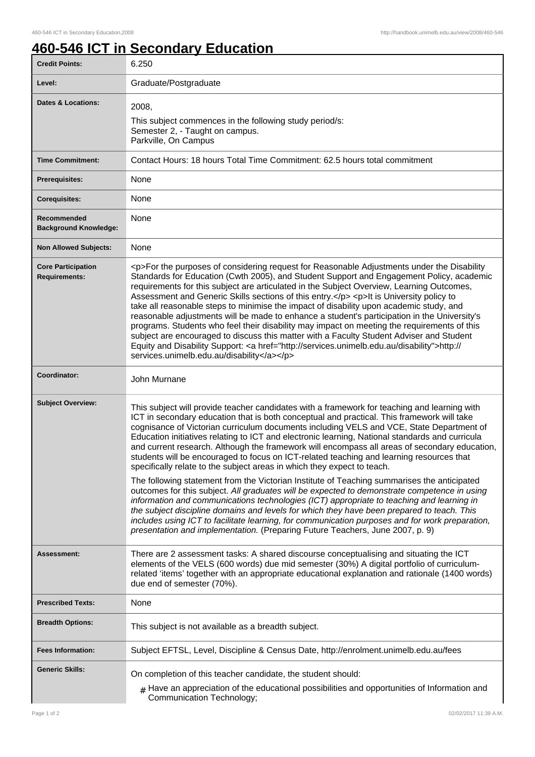# 460-546 ICT in Secondary Education

| | |
|---|---|
| **Credit Points:** | 6.250 |
| **Level:** | Graduate/Postgraduate |
| **Dates & Locations:** | 2008,<br>This subject commences in the following study period/s:<br>Semester 2, - Taught on campus.<br>Parkville, On Campus |
| **Time Commitment:** | Contact Hours: 18 hours Total Time Commitment: 62.5 hours total commitment |
| **Prerequisites:** | None |
| **Corequisites:** | None |
| **Recommended Background Knowledge:** | None |
| **Non Allowed Subjects:** | None |
| **Core Participation Requirements:** | <p>For the purposes of considering request for Reasonable Adjustments under the Disability Standards for Education (Cwth 2005), and Student Support and Engagement Policy, academic requirements for this subject are articulated in the Subject Overview, Learning Outcomes, Assessment and Generic Skills sections of this entry.</p> <p>It is University policy to take all reasonable steps to minimise the impact of disability upon academic study, and reasonable adjustments will be made to enhance a student's participation in the University's programs. Students who feel their disability may impact on meeting the requirements of this subject are encouraged to discuss this matter with a Faculty Student Adviser and Student Equity and Disability Support: <a href="http://services.unimelb.edu.au/disability">http://services.unimelb.edu.au/disability</a></p> |
| **Coordinator:** | John Murnane |
| **Subject Overview:** | This subject will provide teacher candidates with a framework for teaching and learning with ICT in secondary education that is both conceptual and practical. This framework will take cognisance of Victorian curriculum documents including VELS and VCE, State Department of Education initiatives relating to ICT and electronic learning, National standards and curricula and current research. Although the framework will encompass all areas of secondary education, students will be encouraged to focus on ICT-related teaching and learning resources that specifically relate to the subject areas in which they expect to teach.<br><br>The following statement from the Victorian Institute of Teaching summarises the anticipated outcomes for this subject. *All graduates will be expected to demonstrate competence in using information and communications technologies (ICT) appropriate to teaching and learning in the subject discipline domains and levels for which they have been prepared to teach. This includes using ICT to facilitate learning, for communication purposes and for work preparation, presentation and implementation.* (Preparing Future Teachers, June 2007, p. 9) |
| **Assessment:** | There are 2 assessment tasks: A shared discourse conceptualising and situating the ICT elements of the VELS (600 words) due mid semester (30%) A digital portfolio of curriculum-related 'items' together with an appropriate educational explanation and rationale (1400 words) due end of semester (70%). |
| **Prescribed Texts:** | None |
| **Breadth Options:** | This subject is not available as a breadth subject. |
| **Fees Information:** | Subject EFTSL, Level, Discipline & Census Date, http://enrolment.unimelb.edu.au/fees |
| **Generic Skills:** | On completion of this teacher candidate, the student should:<br># Have an appreciation of the educational possibilities and opportunities of Information and Communication Technology; |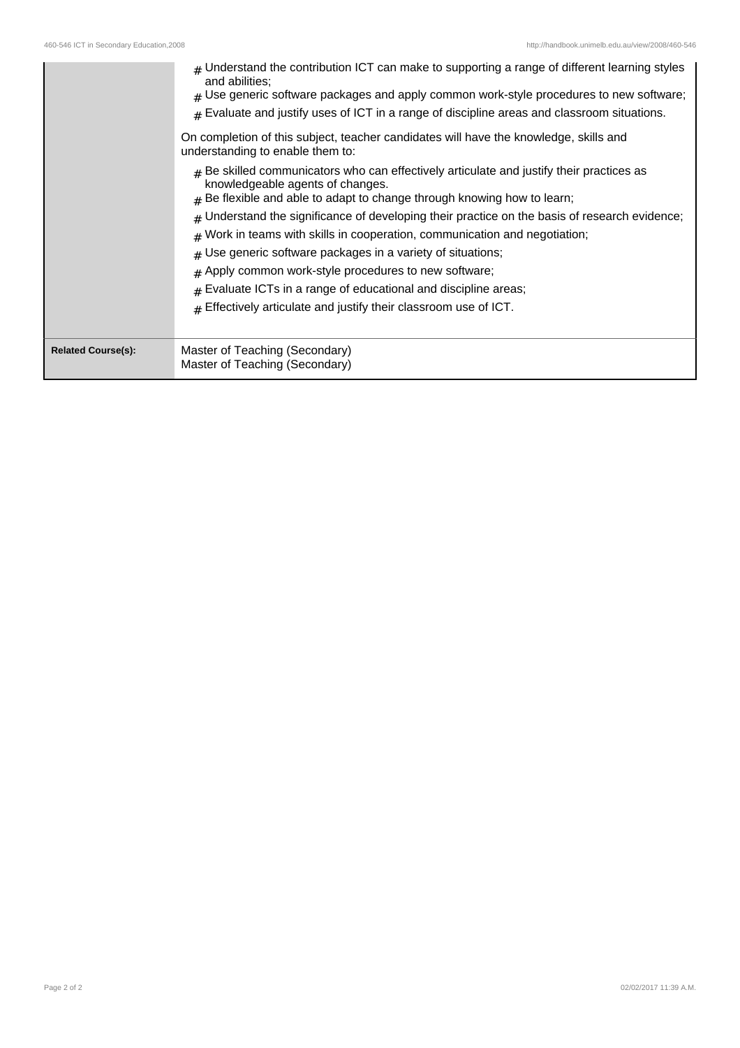| | |
|---|---|
| | # Understand the contribution ICT can make to supporting a range of different learning styles and abilities;<br># Use generic software packages and apply common work-style procedures to new software;<br># Evaluate and justify uses of ICT in a range of discipline areas and classroom situations.<br><br>On completion of this subject, teacher candidates will have the knowledge, skills and understanding to enable them to:<br><br># Be skilled communicators who can effectively articulate and justify their practices as knowledgeable agents of changes.<br># Be flexible and able to adapt to change through knowing how to learn;<br># Understand the significance of developing their practice on the basis of research evidence;<br># Work in teams with skills in cooperation, communication and negotiation;<br># Use generic software packages in a variety of situations;<br># Apply common work-style procedures to new software;<br># Evaluate ICTs in a range of educational and discipline areas;<br># Effectively articulate and justify their classroom use of ICT. |
| **Related Course(s):** | Master of Teaching (Secondary)<br>Master of Teaching (Secondary) |